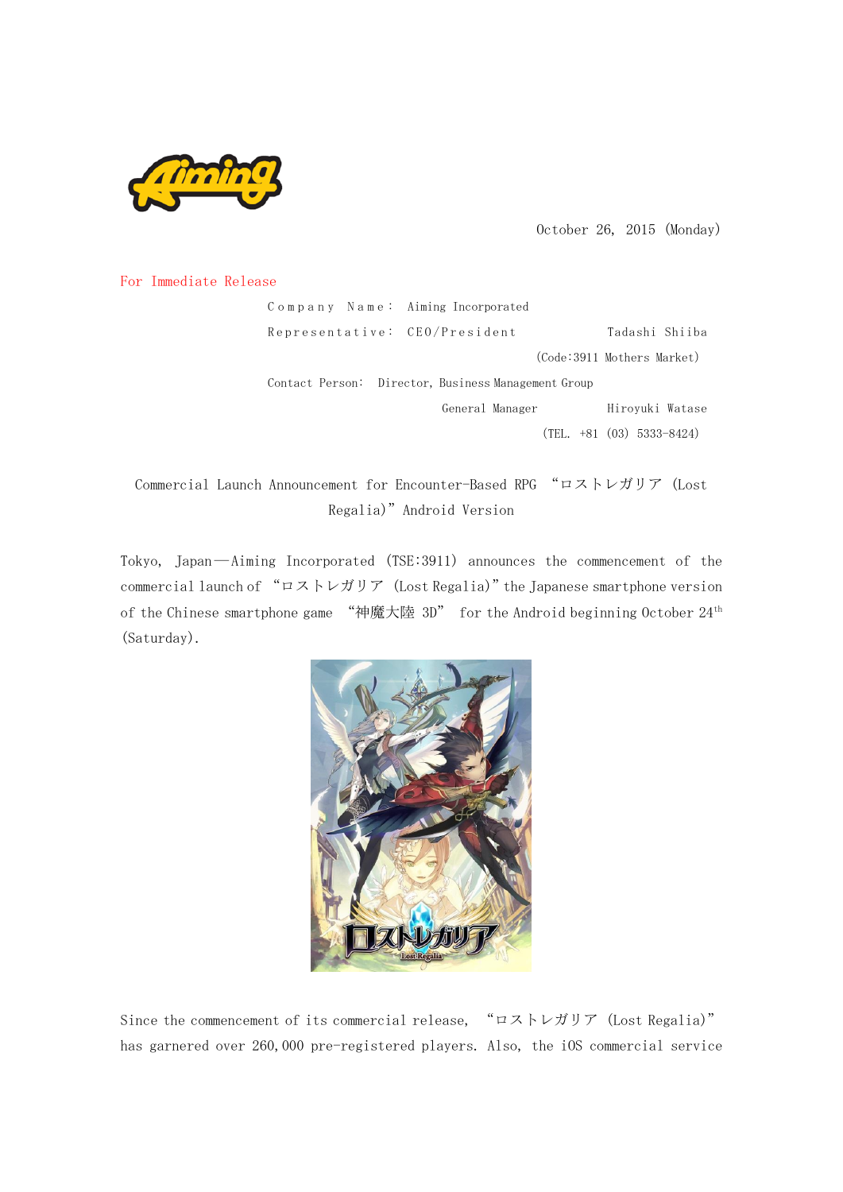October 26, 2015 (Monday)

For Immediate Release

Company Name: Aiming Incorporated

Representative: CEO/President Tadashi Shiiba

(Code:3911 Mothers Market)

Contact Person: Director, Business Management Group

General Manager Hiroyuki Watase

(TEL. +81 (03) 5333-8424)

## Commercial Launch Announcement for Encounter-Based RPG "ロストレガリア (Lost Regalia)" Android Version

Tokyo, Japan—Aiming Incorporated (TSE:3911) announces the commencement of the commercial launch of "ロストレガリア (Lost Regalia)" the Japanese smartphone version of the Chinese smartphone game "神魔大陸 3D" for the Android beginning October 24th (Saturday).

Since the commencement of its commercial release, "ロストレガリア (Lost Regalia)" has garnered over 260,000 pre-registered players. Also, the iOS commercial service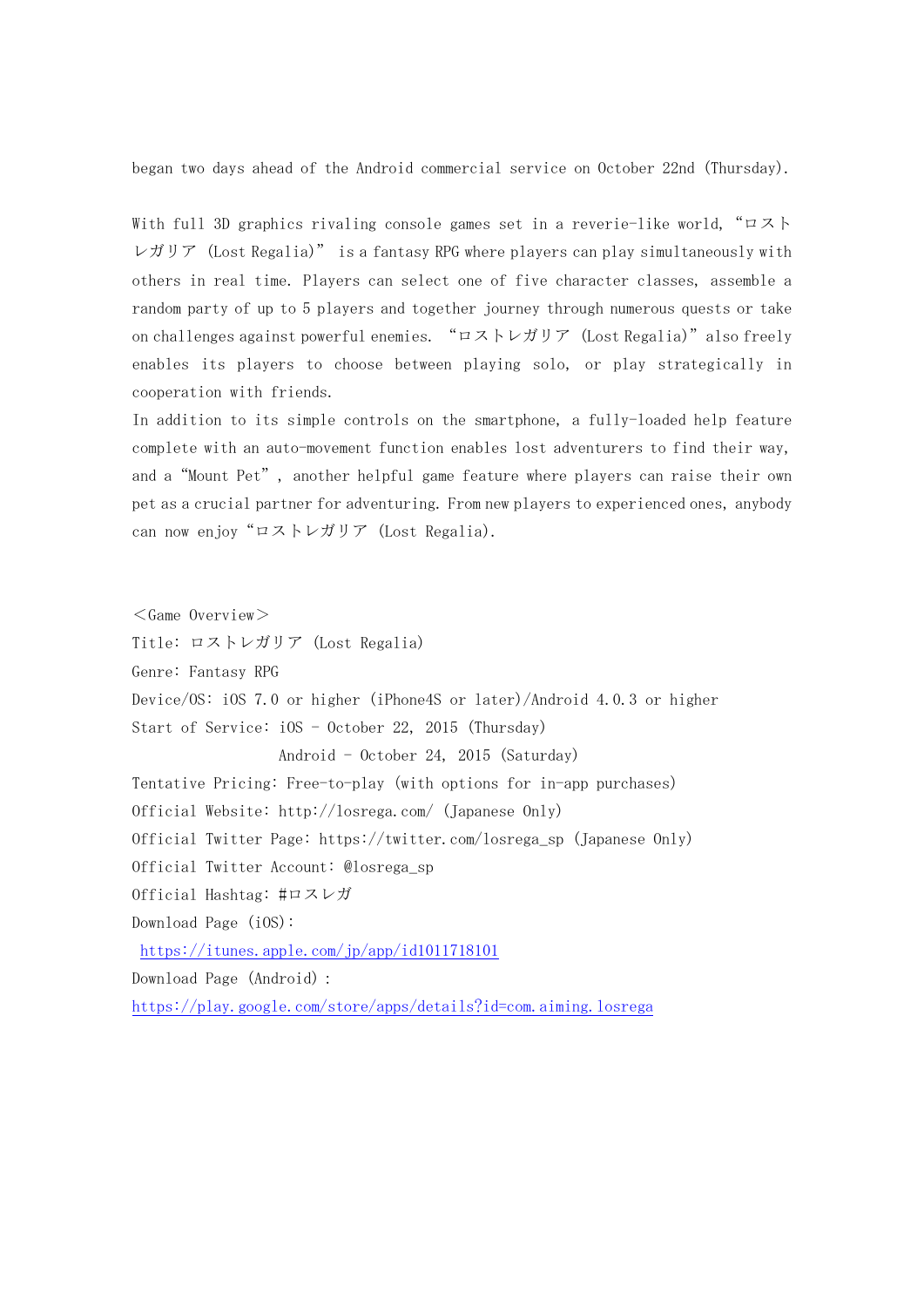began two days ahead of the Android commercial service on October 22nd (Thursday).

With full 3D graphics rivaling console games set in a reverie-like world, “ロストレガリア (Lost Regalia)” is a fantasy RPG where players can play simultaneously with others in real time. Players can select one of five character classes, assemble a random party of up to 5 players and together journey through numerous quests or take on challenges against powerful enemies. “ロストレガリア (Lost Regalia)” also freely enables its players to choose between playing solo, or play strategically in cooperation with friends.
In addition to its simple controls on the smartphone, a fully-loaded help feature complete with an auto-movement function enables lost adventurers to find their way, and a “Mount Pet”, another helpful game feature where players can raise their own pet as a crucial partner for adventuring. From new players to experienced ones, anybody can now enjoy “ロストレガリア (Lost Regalia).

＜Game Overview＞

Title: ロストレガリア (Lost Regalia)

Genre: Fantasy RPG

Device/OS: iOS 7.0 or higher (iPhone4S or later)/Android 4.0.3 or higher

Start of Service: iOS - October 22, 2015 (Thursday)
Android - October 24, 2015 (Saturday)

Tentative Pricing: Free-to-play (with options for in-app purchases)

Official Website: http://losrega.com/ (Japanese Only)

Official Twitter Page: https://twitter.com/losrega_sp (Japanese Only)

Official Twitter Account: @losrega_sp

Official Hashtag: #ロスレガ

Download Page (iOS):
https://itunes.apple.com/jp/app/id1011718101

Download Page (Android) :
https://play.google.com/store/apps/details?id=com.aiming.losrega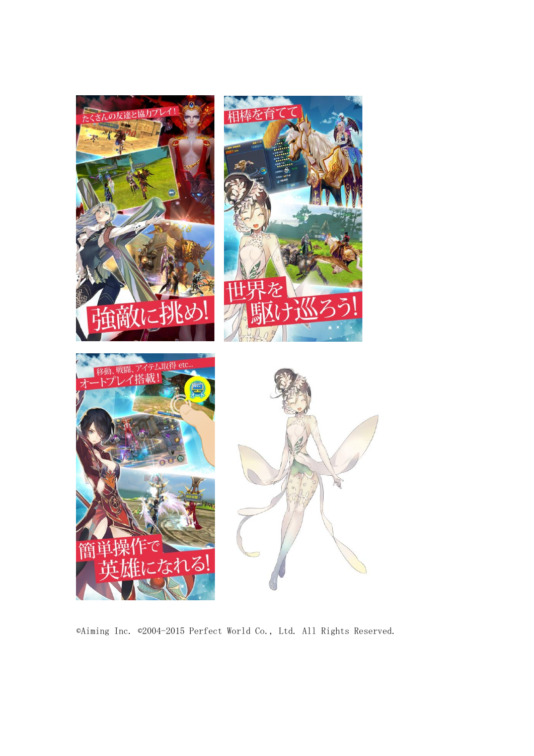©Aiming Inc. ©2004-2015 Perfect World Co., Ltd. All Rights Reserved.